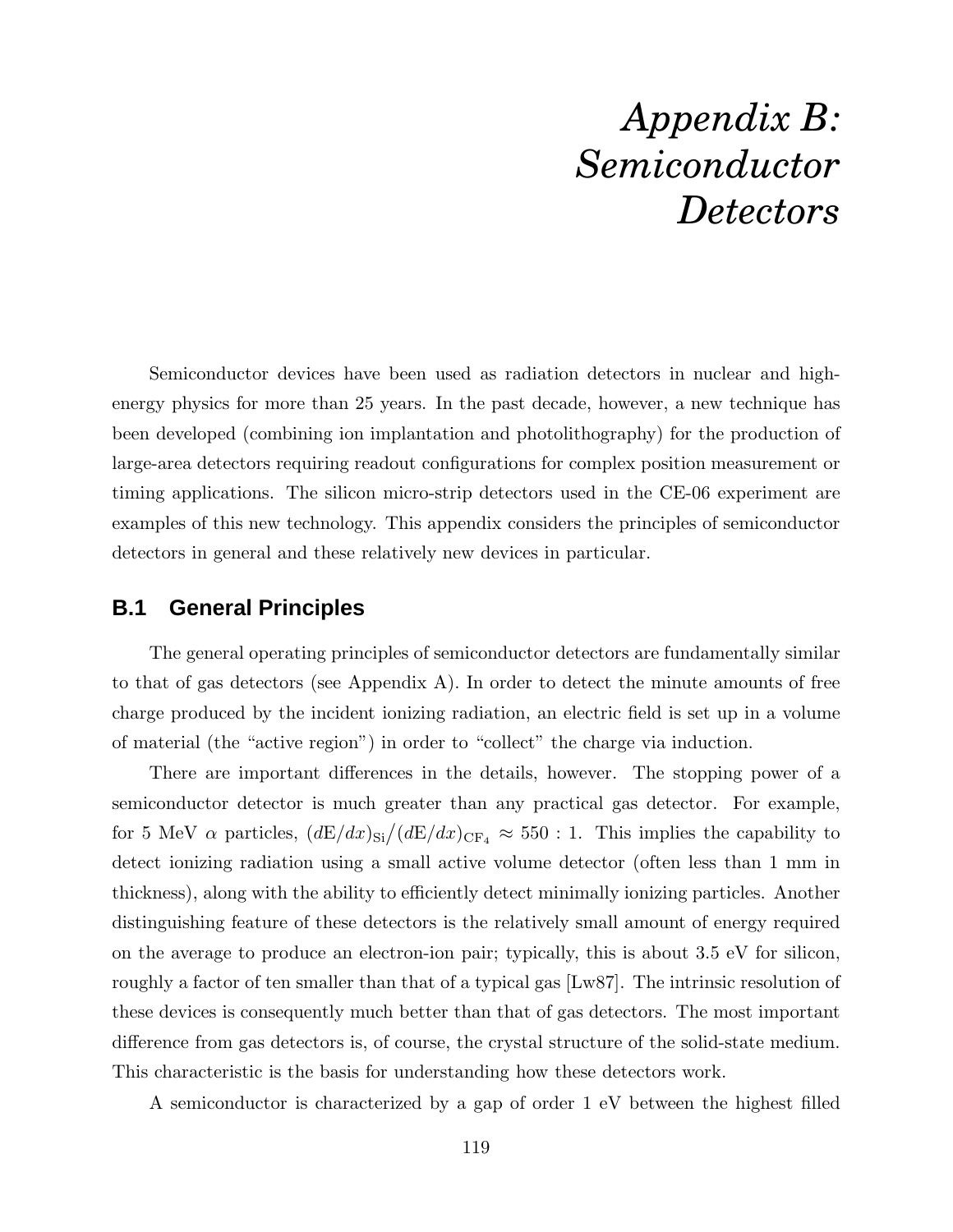# *Appendix B: Semiconductor Detectors*

Semiconductor devices have been used as radiation detectors in nuclear and high-energy physics for more than 25 years. In the past decade, however, a new technique has been developed (combining ion implantation and photolithography) for the production of large-area detectors requiring readout configurations for complex position measurement or timing applications. The silicon micro-strip detectors used in the CE-06 experiment are examples of this new technology. This appendix considers the principles of semiconductor detectors in general and these relatively new devices in particular.

## B.1 General Principles

The general operating principles of semiconductor detectors are fundamentally similar to that of gas detectors (see Appendix A). In order to detect the minute amounts of free charge produced by the incident ionizing radiation, an electric field is set up in a volume of material (the "active region") in order to "collect" the charge via induction.

There are important differences in the details, however. The stopping power of a semiconductor detector is much greater than any practical gas detector. For example, for 5 MeV $\alpha$ particles, $(d\mathrm{E}/dx)_{\mathrm{Si}} / (d\mathrm{E}/dx)_{\mathrm{CF}_4} \approx 550 : 1$. This implies the capability to detect ionizing radiation using a small active volume detector (often less than 1 mm in thickness), along with the ability to efficiently detect minimally ionizing particles. Another distinguishing feature of these detectors is the relatively small amount of energy required on the average to produce an electron-ion pair; typically, this is about 3.5 eV for silicon, roughly a factor of ten smaller than that of a typical gas [Lw87]. The intrinsic resolution of these devices is consequently much better than that of gas detectors. The most important difference from gas detectors is, of course, the crystal structure of the solid-state medium. This characteristic is the basis for understanding how these detectors work.

A semiconductor is characterized by a gap of order 1 eV between the highest filled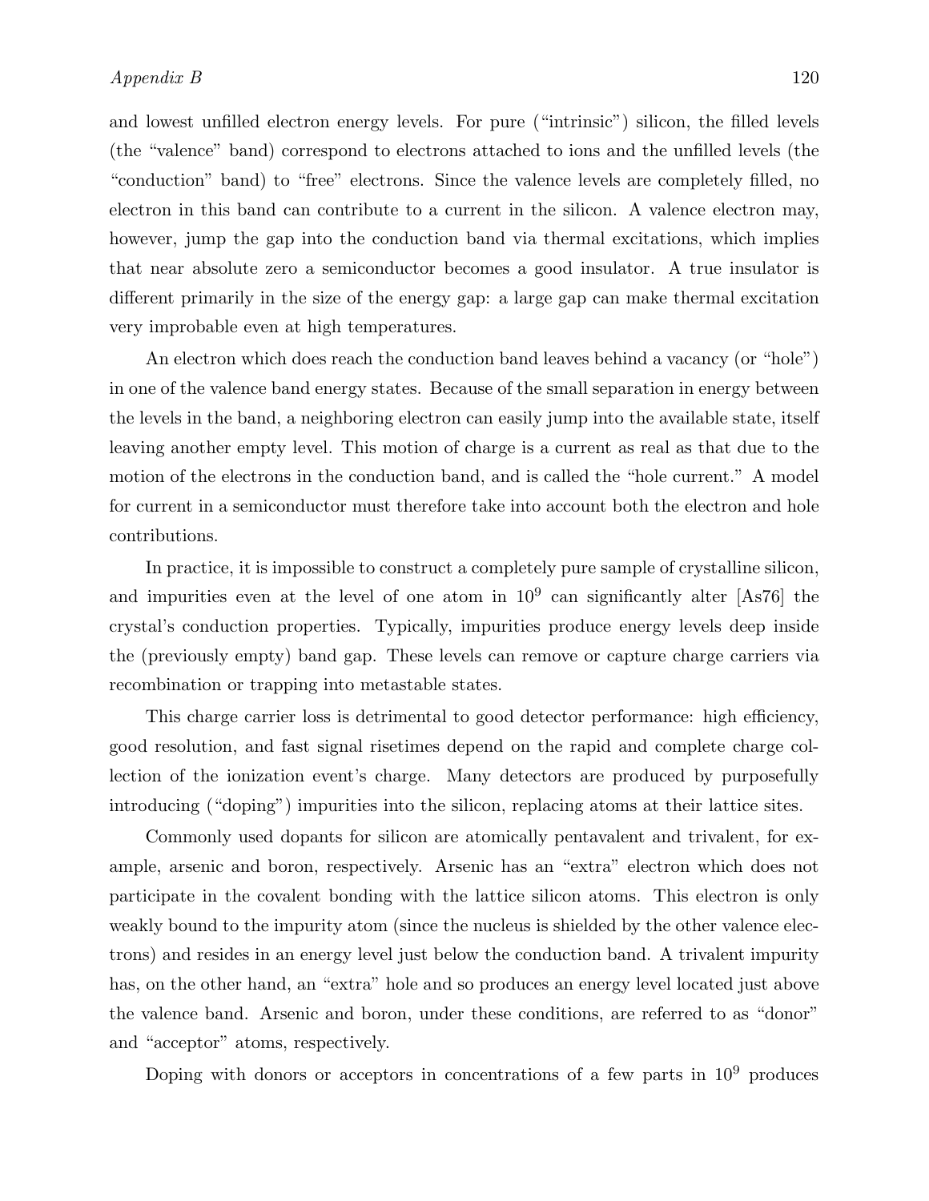and lowest unfilled electron energy levels. For pure ("intrinsic") silicon, the filled levels (the "valence" band) correspond to electrons attached to ions and the unfilled levels (the "conduction" band) to "free" electrons. Since the valence levels are completely filled, no electron in this band can contribute to a current in the silicon. A valence electron may, however, jump the gap into the conduction band via thermal excitations, which implies that near absolute zero a semiconductor becomes a good insulator. A true insulator is different primarily in the size of the energy gap: a large gap can make thermal excitation very improbable even at high temperatures.

An electron which does reach the conduction band leaves behind a vacancy (or "hole") in one of the valence band energy states. Because of the small separation in energy between the levels in the band, a neighboring electron can easily jump into the available state, itself leaving another empty level. This motion of charge is a current as real as that due to the motion of the electrons in the conduction band, and is called the "hole current." A model for current in a semiconductor must therefore take into account both the electron and hole contributions.

In practice, it is impossible to construct a completely pure sample of crystalline silicon, and impurities even at the level of one atom in $10^9$ can significantly alter [As76] the crystal's conduction properties. Typically, impurities produce energy levels deep inside the (previously empty) band gap. These levels can remove or capture charge carriers via recombination or trapping into metastable states.

This charge carrier loss is detrimental to good detector performance: high efficiency, good resolution, and fast signal risetimes depend on the rapid and complete charge collection of the ionization event's charge. Many detectors are produced by purposefully introducing ("doping") impurities into the silicon, replacing atoms at their lattice sites.

Commonly used dopants for silicon are atomically pentavalent and trivalent, for example, arsenic and boron, respectively. Arsenic has an "extra" electron which does not participate in the covalent bonding with the lattice silicon atoms. This electron is only weakly bound to the impurity atom (since the nucleus is shielded by the other valence electrons) and resides in an energy level just below the conduction band. A trivalent impurity has, on the other hand, an "extra" hole and so produces an energy level located just above the valence band. Arsenic and boron, under these conditions, are referred to as "donor" and "acceptor" atoms, respectively.

Doping with donors or acceptors in concentrations of a few parts in $10^9$ produces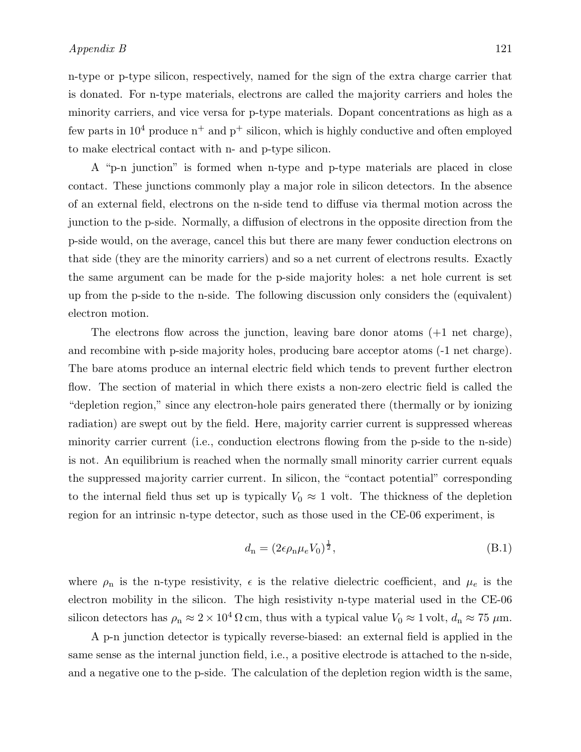n-type or p-type silicon, respectively, named for the sign of the extra charge carrier that is donated. For n-type materials, electrons are called the majority carriers and holes the minority carriers, and vice versa for p-type materials. Dopant concentrations as high as a few parts in $10^4$ produce $n^+$ and $p^+$ silicon, which is highly conductive and often employed to make electrical contact with n- and p-type silicon.

A "p-n junction" is formed when n-type and p-type materials are placed in close contact. These junctions commonly play a major role in silicon detectors. In the absence of an external field, electrons on the n-side tend to diffuse via thermal motion across the junction to the p-side. Normally, a diffusion of electrons in the opposite direction from the p-side would, on the average, cancel this but there are many fewer conduction electrons on that side (they are the minority carriers) and so a net current of electrons results. Exactly the same argument can be made for the p-side majority holes: a net hole current is set up from the p-side to the n-side. The following discussion only considers the (equivalent) electron motion.

The electrons flow across the junction, leaving bare donor atoms (+1 net charge), and recombine with p-side majority holes, producing bare acceptor atoms (-1 net charge). The bare atoms produce an internal electric field which tends to prevent further electron flow. The section of material in which there exists a non-zero electric field is called the "depletion region," since any electron-hole pairs generated there (thermally or by ionizing radiation) are swept out by the field. Here, majority carrier current is suppressed whereas minority carrier current (i.e., conduction electrons flowing from the p-side to the n-side) is not. An equilibrium is reached when the normally small minority carrier current equals the suppressed majority carrier current. In silicon, the "contact potential" corresponding to the internal field thus set up is typically $V_0 \approx 1$ volt. The thickness of the depletion region for an intrinsic n-type detector, such as those used in the CE-06 experiment, is

$$d_{\mathrm{n}} = (2\epsilon\rho_{\mathrm{n}}\mu_e V_0)^{\frac{1}{2}}, \tag{B.1}$$

where $\rho_{\mathrm{n}}$ is the n-type resistivity, $\epsilon$ is the relative dielectric coefficient, and $\mu_e$ is the electron mobility in the silicon. The high resistivity n-type material used in the CE-06 silicon detectors has $\rho_{\mathrm{n}} \approx 2 \times 10^4\,\Omega\,\mathrm{cm}$, thus with a typical value $V_0 \approx 1\,\mathrm{volt}$, $d_{\mathrm{n}} \approx 75\ \mu\mathrm{m}$.

A p-n junction detector is typically reverse-biased: an external field is applied in the same sense as the internal junction field, i.e., a positive electrode is attached to the n-side, and a negative one to the p-side. The calculation of the depletion region width is the same,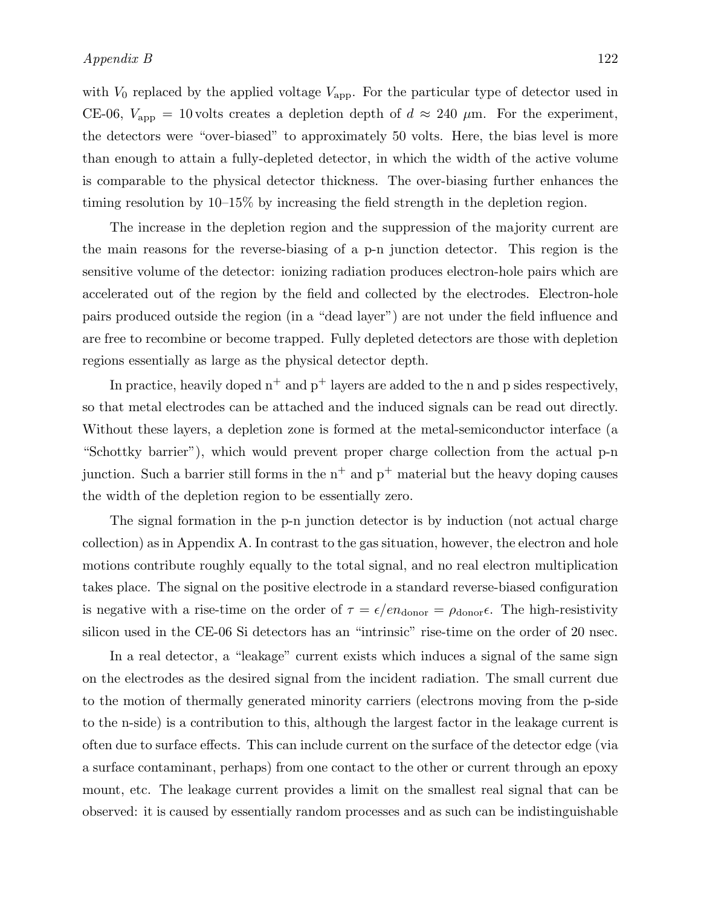with $V_0$ replaced by the applied voltage $V_{\text{app}}$. For the particular type of detector used in CE-06, $V_{\text{app}} = 10$ volts creates a depletion depth of $d \approx 240$ $\mu$m. For the experiment, the detectors were "over-biased" to approximately 50 volts. Here, the bias level is more than enough to attain a fully-depleted detector, in which the width of the active volume is comparable to the physical detector thickness. The over-biasing further enhances the timing resolution by 10–15% by increasing the field strength in the depletion region.

The increase in the depletion region and the suppression of the majority current are the main reasons for the reverse-biasing of a p-n junction detector. This region is the sensitive volume of the detector: ionizing radiation produces electron-hole pairs which are accelerated out of the region by the field and collected by the electrodes. Electron-hole pairs produced outside the region (in a "dead layer") are not under the field influence and are free to recombine or become trapped. Fully depleted detectors are those with depletion regions essentially as large as the physical detector depth.

In practice, heavily doped $n^+$ and $p^+$ layers are added to the n and p sides respectively, so that metal electrodes can be attached and the induced signals can be read out directly. Without these layers, a depletion zone is formed at the metal-semiconductor interface (a "Schottky barrier"), which would prevent proper charge collection from the actual p-n junction. Such a barrier still forms in the $n^+$ and $p^+$ material but the heavy doping causes the width of the depletion region to be essentially zero.

The signal formation in the p-n junction detector is by induction (not actual charge collection) as in Appendix A. In contrast to the gas situation, however, the electron and hole motions contribute roughly equally to the total signal, and no real electron multiplication takes place. The signal on the positive electrode in a standard reverse-biased configuration is negative with a rise-time on the order of $\tau = \epsilon / e n_{\text{donor}} = \rho_{\text{donor}} \epsilon$. The high-resistivity silicon used in the CE-06 Si detectors has an "intrinsic" rise-time on the order of 20 nsec.

In a real detector, a "leakage" current exists which induces a signal of the same sign on the electrodes as the desired signal from the incident radiation. The small current due to the motion of thermally generated minority carriers (electrons moving from the p-side to the n-side) is a contribution to this, although the largest factor in the leakage current is often due to surface effects. This can include current on the surface of the detector edge (via a surface contaminant, perhaps) from one contact to the other or current through an epoxy mount, etc. The leakage current provides a limit on the smallest real signal that can be observed: it is caused by essentially random processes and as such can be indistinguishable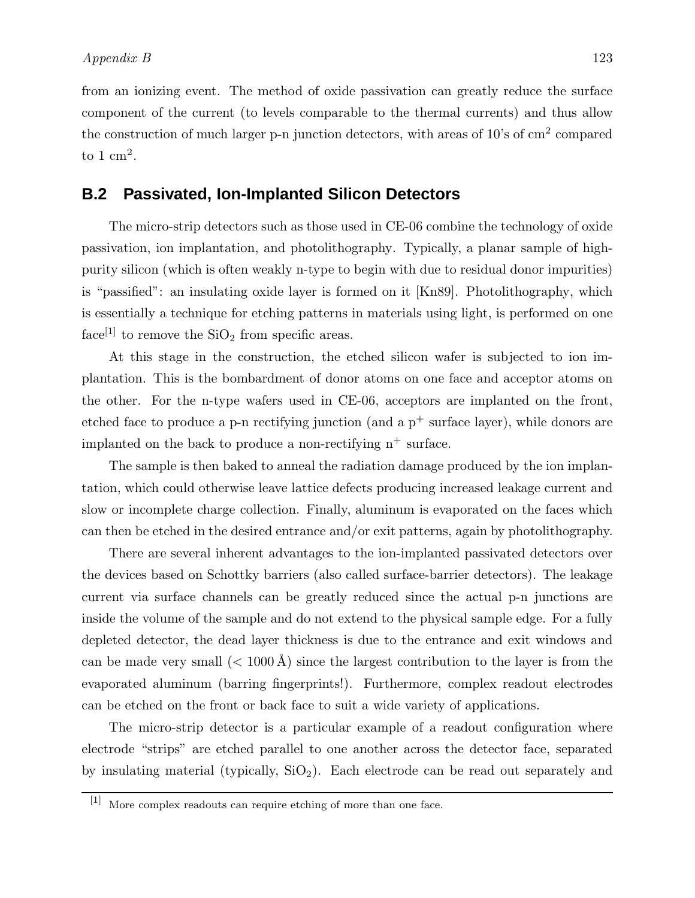from an ionizing event. The method of oxide passivation can greatly reduce the surface component of the current (to levels comparable to the thermal currents) and thus allow the construction of much larger p-n junction detectors, with areas of 10's of cm$^2$ compared to 1 cm$^2$.

## B.2 Passivated, Ion-Implanted Silicon Detectors

The micro-strip detectors such as those used in CE-06 combine the technology of oxide passivation, ion implantation, and photolithography. Typically, a planar sample of high-purity silicon (which is often weakly n-type to begin with due to residual donor impurities) is "passified": an insulating oxide layer is formed on it [Kn89]. Photolithography, which is essentially a technique for etching patterns in materials using light, is performed on one face[1] to remove the $SiO_2$ from specific areas.

At this stage in the construction, the etched silicon wafer is subjected to ion implantation. This is the bombardment of donor atoms on one face and acceptor atoms on the other. For the n-type wafers used in CE-06, acceptors are implanted on the front, etched face to produce a p-n rectifying junction (and a $p^+$ surface layer), while donors are implanted on the back to produce a non-rectifying $n^+$ surface.

The sample is then baked to anneal the radiation damage produced by the ion implantation, which could otherwise leave lattice defects producing increased leakage current and slow or incomplete charge collection. Finally, aluminum is evaporated on the faces which can then be etched in the desired entrance and/or exit patterns, again by photolithography.

There are several inherent advantages to the ion-implanted passivated detectors over the devices based on Schottky barriers (also called surface-barrier detectors). The leakage current via surface channels can be greatly reduced since the actual p-n junctions are inside the volume of the sample and do not extend to the physical sample edge. For a fully depleted detector, the dead layer thickness is due to the entrance and exit windows and can be made very small ($< 1000$ Å) since the largest contribution to the layer is from the evaporated aluminum (barring fingerprints!). Furthermore, complex readout electrodes can be etched on the front or back face to suit a wide variety of applications.

The micro-strip detector is a particular example of a readout configuration where electrode "strips" are etched parallel to one another across the detector face, separated by insulating material (typically, $SiO_2$). Each electrode can be read out separately and

[1] More complex readouts can require etching of more than one face.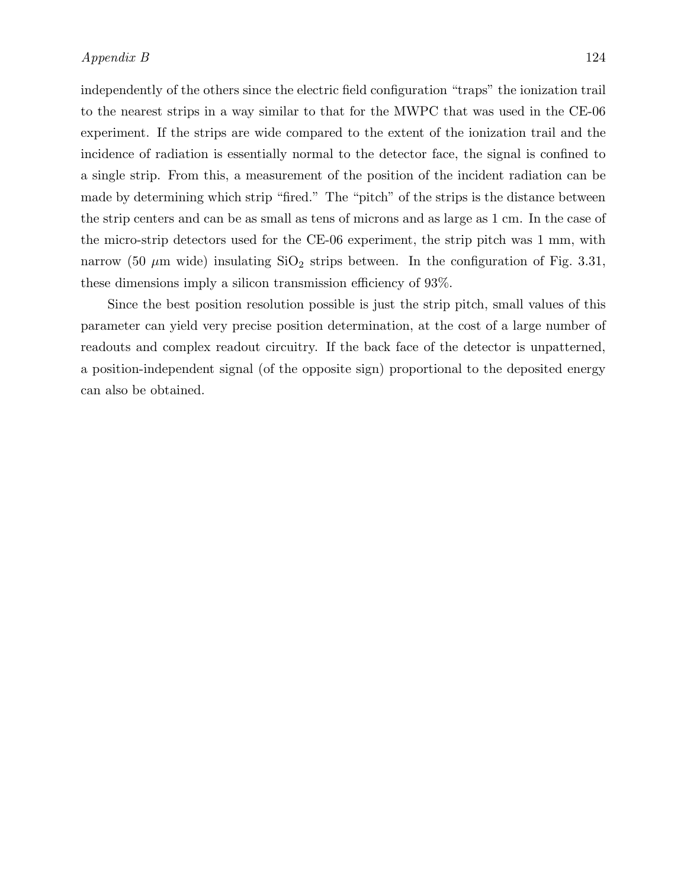independently of the others since the electric field configuration "traps" the ionization trail to the nearest strips in a way similar to that for the MWPC that was used in the CE-06 experiment. If the strips are wide compared to the extent of the ionization trail and the incidence of radiation is essentially normal to the detector face, the signal is confined to a single strip. From this, a measurement of the position of the incident radiation can be made by determining which strip "fired." The "pitch" of the strips is the distance between the strip centers and can be as small as tens of microns and as large as 1 cm. In the case of the micro-strip detectors used for the CE-06 experiment, the strip pitch was 1 mm, with narrow (50 $\mu$m wide) insulating $SiO_2$ strips between. In the configuration of Fig. 3.31, these dimensions imply a silicon transmission efficiency of 93%.

Since the best position resolution possible is just the strip pitch, small values of this parameter can yield very precise position determination, at the cost of a large number of readouts and complex readout circuitry. If the back face of the detector is unpatterned, a position-independent signal (of the opposite sign) proportional to the deposited energy can also be obtained.